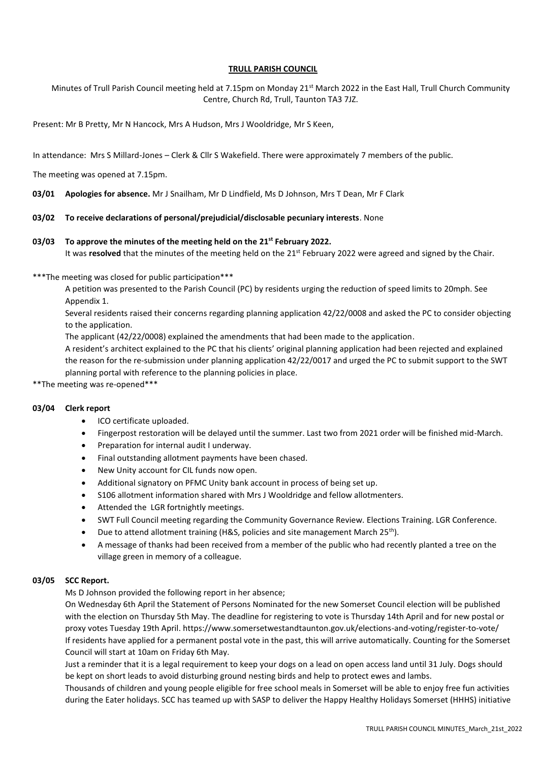**TRULL PARISH COUNCIL**

Minutes of Trull Parish Council meeting held at 7.15pm on Monday 21st March 2022 in the East Hall, Trull Church Community Centre, Church Rd, Trull, Taunton TA3 7JZ.

Present: Mr B Pretty, Mr N Hancock, Mrs A Hudson, Mrs J Wooldridge, Mr S Keen,

In attendance: Mrs S Millard-Jones – Clerk & Cllr S Wakefield. There were approximately 7 members of the public.

The meeting was opened at 7.15pm.

**03/01 Apologies for absence.** Mr J Snailham, Mr D Lindfield, Ms D Johnson, Mrs T Dean, Mr F Clark

**03/02 To receive declarations of personal/prejudicial/disclosable pecuniary interests**. None

**03/03 To approve the minutes of the meeting held on the 21st February 2022.**

It was **resolved** that the minutes of the meeting held on the 21st February 2022 were agreed and signed by the Chair.

***The meeting was closed for public participation***

A petition was presented to the Parish Council (PC) by residents urging the reduction of speed limits to 20mph. See Appendix 1.

Several residents raised their concerns regarding planning application 42/22/0008 and asked the PC to consider objecting to the application.

The applicant (42/22/0008) explained the amendments that had been made to the application.

A resident's architect explained to the PC that his clients' original planning application had been rejected and explained the reason for the re-submission under planning application 42/22/0017 and urged the PC to submit support to the SWT planning portal with reference to the planning policies in place.

**The meeting was re-opened***

**03/04 Clerk report**

- ICO certificate uploaded.
- Fingerpost restoration will be delayed until the summer. Last two from 2021 order will be finished mid-March.
- Preparation for internal audit I underway.
- Final outstanding allotment payments have been chased.
- New Unity account for CIL funds now open.
- Additional signatory on PFMC Unity bank account in process of being set up.
- S106 allotment information shared with Mrs J Wooldridge and fellow allotmenters.
- Attended the LGR fortnightly meetings.
- SWT Full Council meeting regarding the Community Governance Review. Elections Training. LGR Conference.
- Due to attend allotment training (H&S, policies and site management March 25th).
- A message of thanks had been received from a member of the public who had recently planted a tree on the village green in memory of a colleague.

**03/05 SCC Report.**

Ms D Johnson provided the following report in her absence;

On Wednesday 6th April the Statement of Persons Nominated for the new Somerset Council election will be published with the election on Thursday 5th May. The deadline for registering to vote is Thursday 14th April and for new postal or proxy votes Tuesday 19th April. https://www.somersetwestandtaunton.gov.uk/elections-and-voting/register-to-vote/ If residents have applied for a permanent postal vote in the past, this will arrive automatically. Counting for the Somerset Council will start at 10am on Friday 6th May.

Just a reminder that it is a legal requirement to keep your dogs on a lead on open access land until 31 July. Dogs should be kept on short leads to avoid disturbing ground nesting birds and help to protect ewes and lambs.

Thousands of children and young people eligible for free school meals in Somerset will be able to enjoy free fun activities during the Eater holidays. SCC has teamed up with SASP to deliver the Happy Healthy Holidays Somerset (HHHS) initiative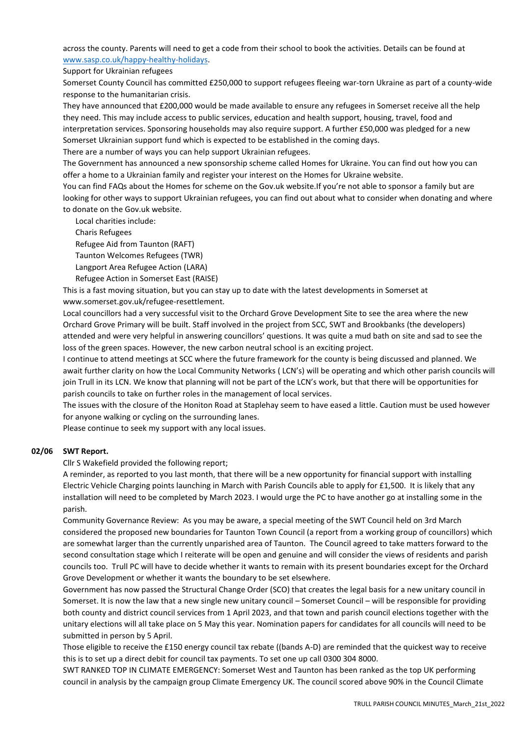across the county. Parents will need to get a code from their school to book the activities. Details can be found at [www.sasp.co.uk/happy-healthy-holidays](http://www.sasp.co.uk/happy-healthy-holidays).

Support for Ukrainian refugees

Somerset County Council has committed £250,000 to support refugees fleeing war-torn Ukraine as part of a county-wide response to the humanitarian crisis.

They have announced that £200,000 would be made available to ensure any refugees in Somerset receive all the help they need. This may include access to public services, education and health support, housing, travel, food and interpretation services. Sponsoring households may also require support. A further £50,000 was pledged for a new Somerset Ukrainian support fund which is expected to be established in the coming days.

There are a number of ways you can help support Ukrainian refugees.

The Government has announced a new sponsorship scheme called Homes for Ukraine. You can find out how you can offer a home to a Ukrainian family and register your interest on the Homes for Ukraine website.

You can find FAQs about the Homes for scheme on the Gov.uk website.If you're not able to sponsor a family but are looking for other ways to support Ukrainian refugees, you can find out about what to consider when donating and where to donate on the Gov.uk website.

Local charities include:
- Charis Refugees
- Refugee Aid from Taunton (RAFT)
- Taunton Welcomes Refugees (TWR)
- Langport Area Refugee Action (LARA)
- Refugee Action in Somerset East (RAISE)

This is a fast moving situation, but you can stay up to date with the latest developments in Somerset at www.somerset.gov.uk/refugee-resettlement.

Local councillors had a very successful visit to the Orchard Grove Development Site to see the area where the new Orchard Grove Primary will be built. Staff involved in the project from SCC, SWT and Brookbanks (the developers) attended and were very helpful in answering councillors' questions. It was quite a mud bath on site and sad to see the loss of the green spaces. However, the new carbon neutral school is an exciting project.

I continue to attend meetings at SCC where the future framework for the county is being discussed and planned. We await further clarity on how the Local Community Networks ( LCN's) will be operating and which other parish councils will join Trull in its LCN. We know that planning will not be part of the LCN's work, but that there will be opportunities for parish councils to take on further roles in the management of local services.

The issues with the closure of the Honiton Road at Staplehay seem to have eased a little. Caution must be used however for anyone walking or cycling on the surrounding lanes.

Please continue to seek my support with any local issues.

**02/06 SWT Report.**

Cllr S Wakefield provided the following report;

A reminder, as reported to you last month, that there will be a new opportunity for financial support with installing Electric Vehicle Charging points launching in March with Parish Councils able to apply for £1,500. It is likely that any installation will need to be completed by March 2023. I would urge the PC to have another go at installing some in the parish.

Community Governance Review: As you may be aware, a special meeting of the SWT Council held on 3rd March considered the proposed new boundaries for Taunton Town Council (a report from a working group of councillors) which are somewhat larger than the currently unparished area of Taunton. The Council agreed to take matters forward to the second consultation stage which I reiterate will be open and genuine and will consider the views of residents and parish councils too. Trull PC will have to decide whether it wants to remain with its present boundaries except for the Orchard Grove Development or whether it wants the boundary to be set elsewhere.

Government has now passed the Structural Change Order (SCO) that creates the legal basis for a new unitary council in Somerset. It is now the law that a new single new unitary council – Somerset Council – will be responsible for providing both county and district council services from 1 April 2023, and that town and parish council elections together with the unitary elections will all take place on 5 May this year. Nomination papers for candidates for all councils will need to be submitted in person by 5 April.

Those eligible to receive the £150 energy council tax rebate ((bands A-D) are reminded that the quickest way to receive this is to set up a direct debit for council tax payments. To set one up call 0300 304 8000.

SWT RANKED TOP IN CLIMATE EMERGENCY: Somerset West and Taunton has been ranked as the top UK performing council in analysis by the campaign group Climate Emergency UK. The council scored above 90% in the Council Climate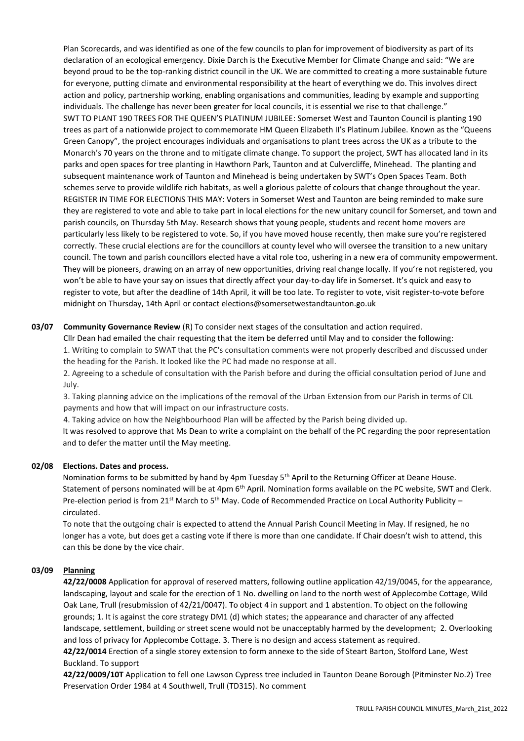Plan Scorecards, and was identified as one of the few councils to plan for improvement of biodiversity as part of its declaration of an ecological emergency. Dixie Darch is the Executive Member for Climate Change and said: "We are beyond proud to be the top-ranking district council in the UK. We are committed to creating a more sustainable future for everyone, putting climate and environmental responsibility at the heart of everything we do. This involves direct action and policy, partnership working, enabling organisations and communities, leading by example and supporting individuals. The challenge has never been greater for local councils, it is essential we rise to that challenge."

SWT TO PLANT 190 TREES FOR THE QUEEN'S PLATINUM JUBILEE: Somerset West and Taunton Council is planting 190 trees as part of a nationwide project to commemorate HM Queen Elizabeth II's Platinum Jubilee. Known as the "Queens Green Canopy", the project encourages individuals and organisations to plant trees across the UK as a tribute to the Monarch's 70 years on the throne and to mitigate climate change. To support the project, SWT has allocated land in its parks and open spaces for tree planting in Hawthorn Park, Taunton and at Culvercliffe, Minehead. The planting and subsequent maintenance work of Taunton and Minehead is being undertaken by SWT's Open Spaces Team. Both schemes serve to provide wildlife rich habitats, as well a glorious palette of colours that change throughout the year.

REGISTER IN TIME FOR ELECTIONS THIS MAY: Voters in Somerset West and Taunton are being reminded to make sure they are registered to vote and able to take part in local elections for the new unitary council for Somerset, and town and parish councils, on Thursday 5th May. Research shows that young people, students and recent home movers are particularly less likely to be registered to vote. So, if you have moved house recently, then make sure you're registered correctly. These crucial elections are for the councillors at county level who will oversee the transition to a new unitary council. The town and parish councillors elected have a vital role too, ushering in a new era of community empowerment. They will be pioneers, drawing on an array of new opportunities, driving real change locally. If you're not registered, you won't be able to have your say on issues that directly affect your day-to-day life in Somerset. It's quick and easy to register to vote, but after the deadline of 14th April, it will be too late. To register to vote, visit register-to-vote before midnight on Thursday, 14th April or contact elections@somersetwestandtaunton.go.uk

**03/07 Community Governance Review** (R) To consider next stages of the consultation and action required.

Cllr Dean had emailed the chair requesting that the item be deferred until May and to consider the following:

1. Writing to complain to SWAT that the PC's consultation comments were not properly described and discussed under the heading for the Parish. It looked like the PC had made no response at all.
2. Agreeing to a schedule of consultation with the Parish before and during the official consultation period of June and July.
3. Taking planning advice on the implications of the removal of the Urban Extension from our Parish in terms of CIL payments and how that will impact on our infrastructure costs.
4. Taking advice on how the Neighbourhood Plan will be affected by the Parish being divided up.

It was resolved to approve that Ms Dean to write a complaint on the behalf of the PC regarding the poor representation and to defer the matter until the May meeting.

**02/08 Elections. Dates and process.**

Nomination forms to be submitted by hand by 4pm Tuesday 5th April to the Returning Officer at Deane House. Statement of persons nominated will be at 4pm 6th April. Nomination forms available on the PC website, SWT and Clerk. Pre-election period is from 21st March to 5th May. Code of Recommended Practice on Local Authority Publicity – circulated.

To note that the outgoing chair is expected to attend the Annual Parish Council Meeting in May. If resigned, he no longer has a vote, but does get a casting vote if there is more than one candidate. If Chair doesn't wish to attend, this can this be done by the vice chair.

**03/09 Planning**

**42/22/0008** Application for approval of reserved matters, following outline application 42/19/0045, for the appearance, landscaping, layout and scale for the erection of 1 No. dwelling on land to the north west of Applecombe Cottage, Wild Oak Lane, Trull (resubmission of 42/21/0047). To object 4 in support and 1 abstention. To object on the following grounds; 1. It is against the core strategy DM1 (d) which states; the appearance and character of any affected landscape, settlement, building or street scene would not be unacceptably harmed by the development; 2. Overlooking and loss of privacy for Applecombe Cottage. 3. There is no design and access statement as required.

**42/22/0014** Erection of a single storey extension to form annexe to the side of Steart Barton, Stolford Lane, West Buckland. To support

**42/22/0009/10T** Application to fell one Lawson Cypress tree included in Taunton Deane Borough (Pitminster No.2) Tree Preservation Order 1984 at 4 Southwell, Trull (TD315). No comment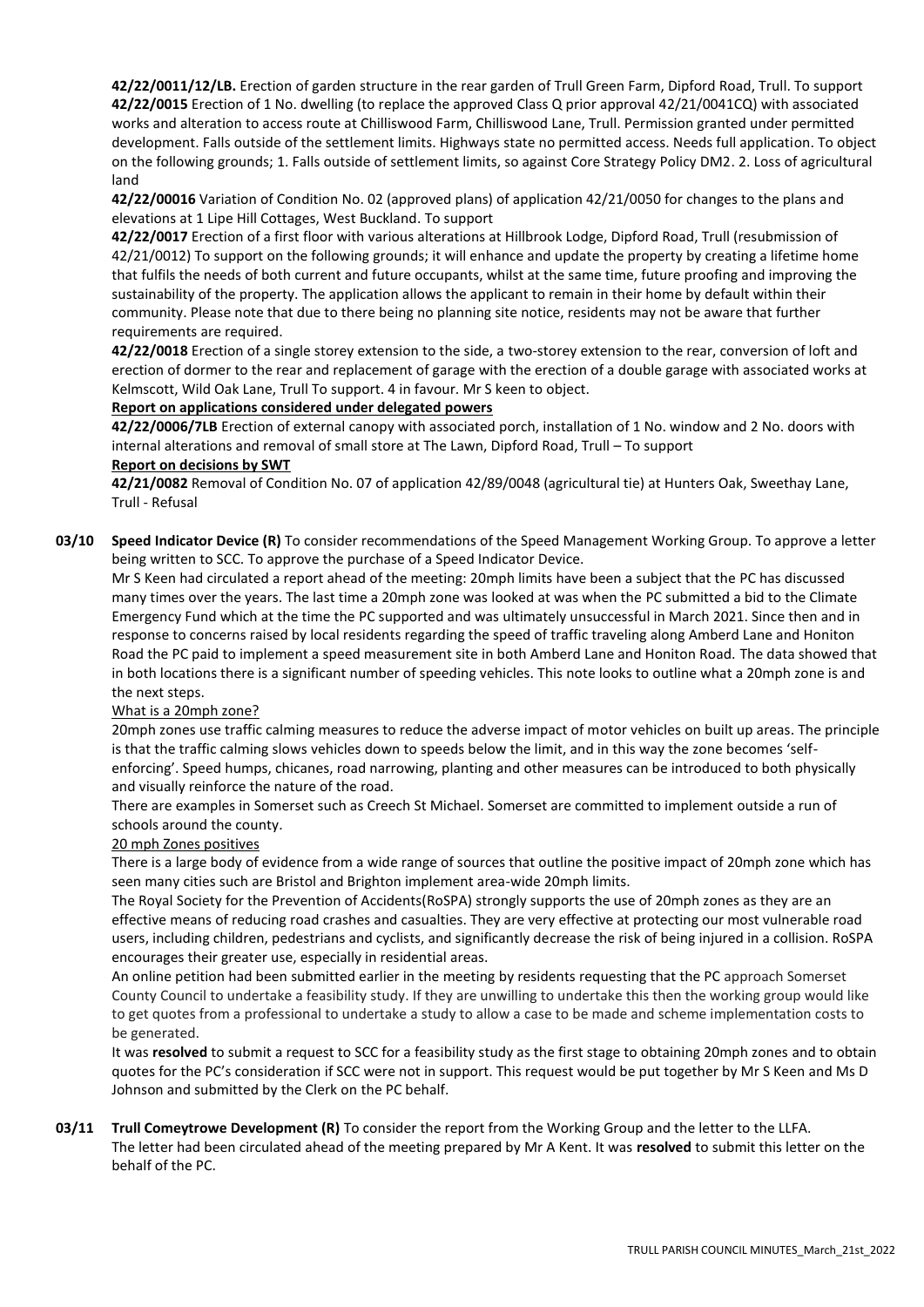**42/22/0011/12/LB.** Erection of garden structure in the rear garden of Trull Green Farm, Dipford Road, Trull. To support

**42/22/0015** Erection of 1 No. dwelling (to replace the approved Class Q prior approval 42/21/0041CQ) with associated works and alteration to access route at Chilliswood Farm, Chilliswood Lane, Trull. Permission granted under permitted development. Falls outside of the settlement limits. Highways state no permitted access. Needs full application. To object on the following grounds; 1. Falls outside of settlement limits, so against Core Strategy Policy DM2. 2. Loss of agricultural land

**42/22/00016** Variation of Condition No. 02 (approved plans) of application 42/21/0050 for changes to the plans and elevations at 1 Lipe Hill Cottages, West Buckland. To support

**42/22/0017** Erection of a first floor with various alterations at Hillbrook Lodge, Dipford Road, Trull (resubmission of 42/21/0012) To support on the following grounds; it will enhance and update the property by creating a lifetime home that fulfils the needs of both current and future occupants, whilst at the same time, future proofing and improving the sustainability of the property. The application allows the applicant to remain in their home by default within their community. Please note that due to there being no planning site notice, residents may not be aware that further requirements are required.

**42/22/0018** Erection of a single storey extension to the side, a two-storey extension to the rear, conversion of loft and erection of dormer to the rear and replacement of garage with the erection of a double garage with associated works at Kelmscott, Wild Oak Lane, Trull To support. 4 in favour. Mr S keen to object.

**Report on applications considered under delegated powers**

**42/22/0006/7LB** Erection of external canopy with associated porch, installation of 1 No. window and 2 No. doors with internal alterations and removal of small store at The Lawn, Dipford Road, Trull – To support

**Report on decisions by SWT**

**42/21/0082** Removal of Condition No. 07 of application 42/89/0048 (agricultural tie) at Hunters Oak, Sweethay Lane, Trull - Refusal

**03/10 Speed Indicator Device (R)** To consider recommendations of the Speed Management Working Group. To approve a letter being written to SCC. To approve the purchase of a Speed Indicator Device.

Mr S Keen had circulated a report ahead of the meeting: 20mph limits have been a subject that the PC has discussed many times over the years. The last time a 20mph zone was looked at was when the PC submitted a bid to the Climate Emergency Fund which at the time the PC supported and was ultimately unsuccessful in March 2021. Since then and in response to concerns raised by local residents regarding the speed of traffic traveling along Amberd Lane and Honiton Road the PC paid to implement a speed measurement site in both Amberd Lane and Honiton Road. The data showed that in both locations there is a significant number of speeding vehicles. This note looks to outline what a 20mph zone is and the next steps.

What is a 20mph zone?

20mph zones use traffic calming measures to reduce the adverse impact of motor vehicles on built up areas. The principle is that the traffic calming slows vehicles down to speeds below the limit, and in this way the zone becomes 'self-enforcing'. Speed humps, chicanes, road narrowing, planting and other measures can be introduced to both physically and visually reinforce the nature of the road.

There are examples in Somerset such as Creech St Michael. Somerset are committed to implement outside a run of schools around the county.

20 mph Zones positives

There is a large body of evidence from a wide range of sources that outline the positive impact of 20mph zone which has seen many cities such are Bristol and Brighton implement area-wide 20mph limits.

The Royal Society for the Prevention of Accidents(RoSPA) strongly supports the use of 20mph zones as they are an effective means of reducing road crashes and casualties. They are very effective at protecting our most vulnerable road users, including children, pedestrians and cyclists, and significantly decrease the risk of being injured in a collision. RoSPA encourages their greater use, especially in residential areas.

An online petition had been submitted earlier in the meeting by residents requesting that the PC approach Somerset County Council to undertake a feasibility study. If they are unwilling to undertake this then the working group would like to get quotes from a professional to undertake a study to allow a case to be made and scheme implementation costs to be generated.

It was **resolved** to submit a request to SCC for a feasibility study as the first stage to obtaining 20mph zones and to obtain quotes for the PC's consideration if SCC were not in support. This request would be put together by Mr S Keen and Ms D Johnson and submitted by the Clerk on the PC behalf.

**03/11 Trull Comeytrowe Development (R)** To consider the report from the Working Group and the letter to the LLFA.

The letter had been circulated ahead of the meeting prepared by Mr A Kent. It was **resolved** to submit this letter on the behalf of the PC.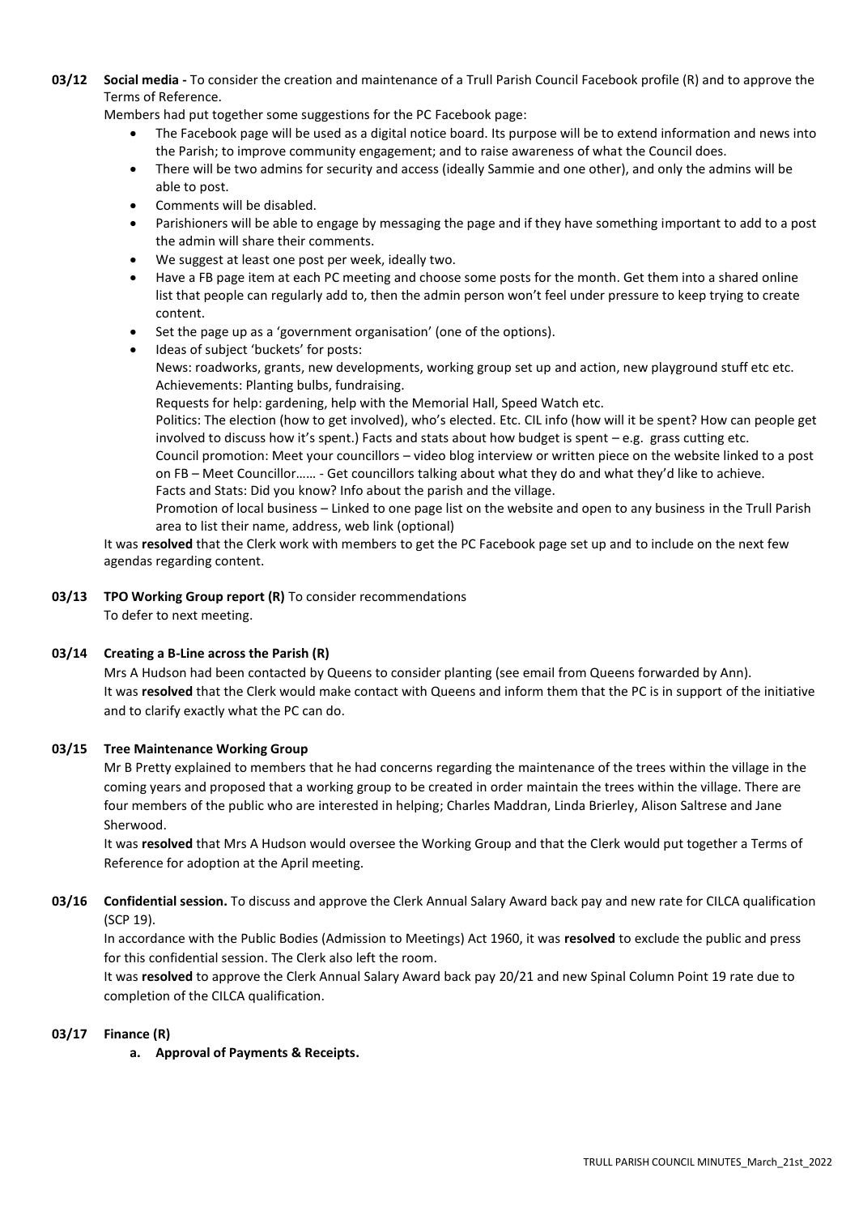**03/12 Social media -** To consider the creation and maintenance of a Trull Parish Council Facebook profile (R) and to approve the Terms of Reference.

Members had put together some suggestions for the PC Facebook page:

- The Facebook page will be used as a digital notice board. Its purpose will be to extend information and news into the Parish; to improve community engagement; and to raise awareness of what the Council does.
- There will be two admins for security and access (ideally Sammie and one other), and only the admins will be able to post.
- Comments will be disabled.
- Parishioners will be able to engage by messaging the page and if they have something important to add to a post the admin will share their comments.
- We suggest at least one post per week, ideally two.
- Have a FB page item at each PC meeting and choose some posts for the month. Get them into a shared online list that people can regularly add to, then the admin person won't feel under pressure to keep trying to create content.
- Set the page up as a 'government organisation' (one of the options).
- Ideas of subject 'buckets' for posts:
  News: roadworks, grants, new developments, working group set up and action, new playground stuff etc etc.
  Achievements: Planting bulbs, fundraising.
  Requests for help: gardening, help with the Memorial Hall, Speed Watch etc.
  Politics: The election (how to get involved), who's elected. Etc. CIL info (how will it be spent? How can people get involved to discuss how it's spent.) Facts and stats about how budget is spent – e.g. grass cutting etc.
  Council promotion: Meet your councillors – video blog interview or written piece on the website linked to a post on FB – Meet Councillor…… - Get councillors talking about what they do and what they'd like to achieve.
  Facts and Stats: Did you know? Info about the parish and the village.
  Promotion of local business – Linked to one page list on the website and open to any business in the Trull Parish area to list their name, address, web link (optional)

It was **resolved** that the Clerk work with members to get the PC Facebook page set up and to include on the next few agendas regarding content.

**03/13 TPO Working Group report (R)** To consider recommendations

To defer to next meeting.

**03/14 Creating a B-Line across the Parish (R)**

Mrs A Hudson had been contacted by Queens to consider planting (see email from Queens forwarded by Ann). It was **resolved** that the Clerk would make contact with Queens and inform them that the PC is in support of the initiative and to clarify exactly what the PC can do.

**03/15 Tree Maintenance Working Group**

Mr B Pretty explained to members that he had concerns regarding the maintenance of the trees within the village in the coming years and proposed that a working group to be created in order maintain the trees within the village. There are four members of the public who are interested in helping; Charles Maddran, Linda Brierley, Alison Saltrese and Jane Sherwood.

It was **resolved** that Mrs A Hudson would oversee the Working Group and that the Clerk would put together a Terms of Reference for adoption at the April meeting.

**03/16 Confidential session.** To discuss and approve the Clerk Annual Salary Award back pay and new rate for CILCA qualification (SCP 19).

In accordance with the Public Bodies (Admission to Meetings) Act 1960, it was **resolved** to exclude the public and press for this confidential session. The Clerk also left the room.

It was **resolved** to approve the Clerk Annual Salary Award back pay 20/21 and new Spinal Column Point 19 rate due to completion of the CILCA qualification.

**03/17 Finance (R)**

**a. Approval of Payments & Receipts.**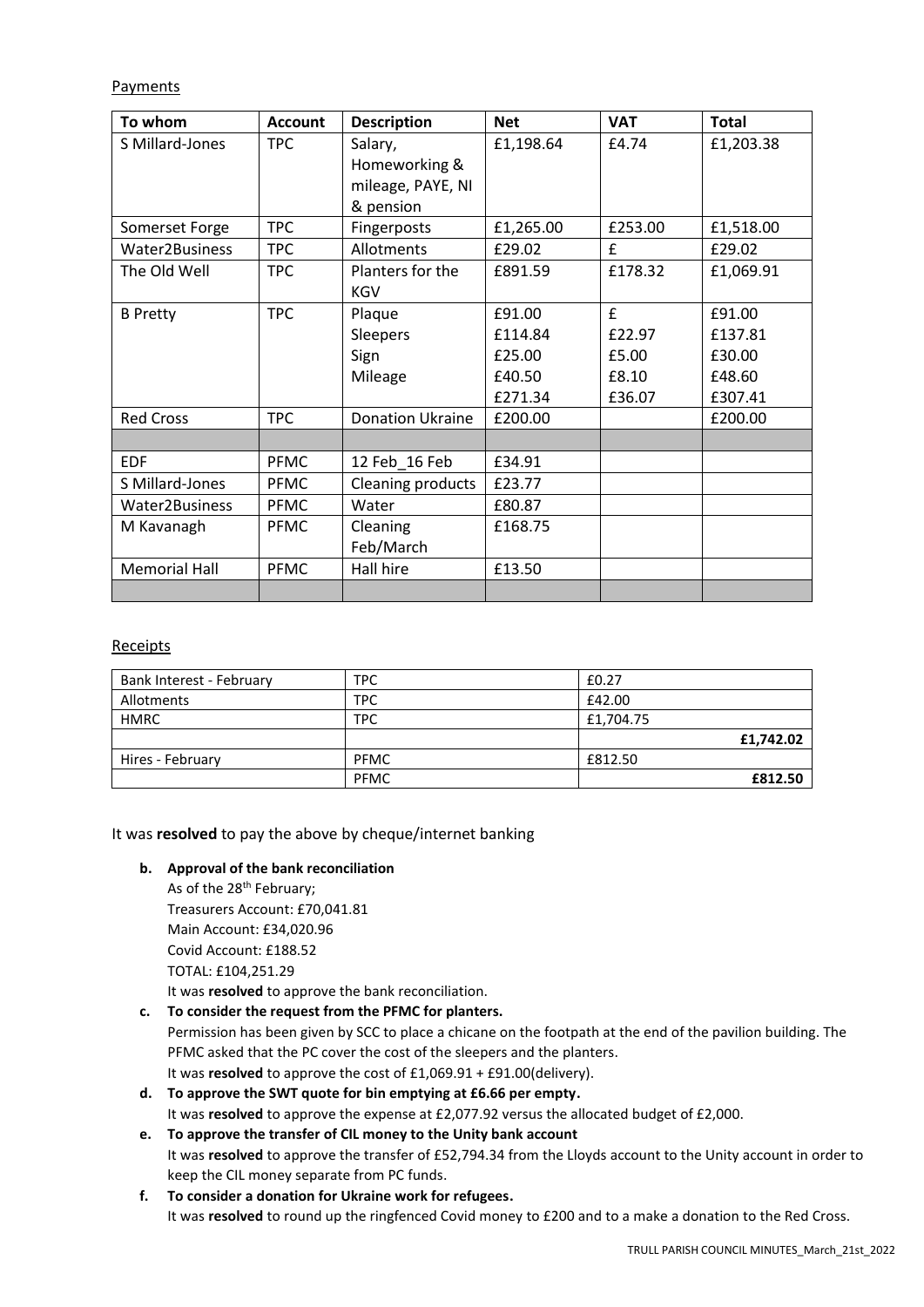Payments

| To whom | Account | Description | Net | VAT | Total |
|---|---|---|---|---|---|
| S Millard-Jones | TPC | Salary, Homeworking & mileage, PAYE, NI & pension | £1,198.64 | £4.74 | £1,203.38 |
| Somerset Forge | TPC | Fingerposts | £1,265.00 | £253.00 | £1,518.00 |
| Water2Business | TPC | Allotments | £29.02 | £ | £29.02 |
| The Old Well | TPC | Planters for the KGV | £891.59 | £178.32 | £1,069.91 |
| B Pretty | TPC | Plaque<br>Sleepers<br>Sign<br>Mileage | £91.00<br>£114.84<br>£25.00<br>£40.50<br>£271.34 | £<br>£22.97<br>£5.00<br>£8.10<br>£36.07 | £91.00<br>£137.81<br>£30.00<br>£48.60<br>£307.41 |
| Red Cross | TPC | Donation Ukraine | £200.00 | | £200.00 |
| | | | | | |
| EDF | PFMC | 12 Feb_16 Feb | £34.91 | | |
| S Millard-Jones | PFMC | Cleaning products | £23.77 | | |
| Water2Business | PFMC | Water | £80.87 | | |
| M Kavanagh | PFMC | Cleaning Feb/March | £168.75 | | |
| Memorial Hall | PFMC | Hall hire | £13.50 | | |
| | | | | | |

Receipts

| | | |
|---|---|---|
| Bank Interest - February | TPC | £0.27 |
| Allotments | TPC | £42.00 |
| HMRC | TPC | £1,704.75 |
| | | **£1,742.02** |
| Hires - February | PFMC | £812.50 |
| | PFMC | **£812.50** |

It was **resolved** to pay the above by cheque/internet banking

**b. Approval of the bank reconciliation**

As of the 28th February;
Treasurers Account: £70,041.81
Main Account: £34,020.96
Covid Account: £188.52
TOTAL: £104,251.29
It was **resolved** to approve the bank reconciliation.

**c. To consider the request from the PFMC for planters.**

Permission has been given by SCC to place a chicane on the footpath at the end of the pavilion building. The PFMC asked that the PC cover the cost of the sleepers and the planters.
It was **resolved** to approve the cost of £1,069.91 + £91.00(delivery).

**d. To approve the SWT quote for bin emptying at £6.66 per empty.**

It was **resolved** to approve the expense at £2,077.92 versus the allocated budget of £2,000.

**e. To approve the transfer of CIL money to the Unity bank account**

It was **resolved** to approve the transfer of £52,794.34 from the Lloyds account to the Unity account in order to keep the CIL money separate from PC funds.

**f. To consider a donation for Ukraine work for refugees.**

It was **resolved** to round up the ringfenced Covid money to £200 and to a make a donation to the Red Cross.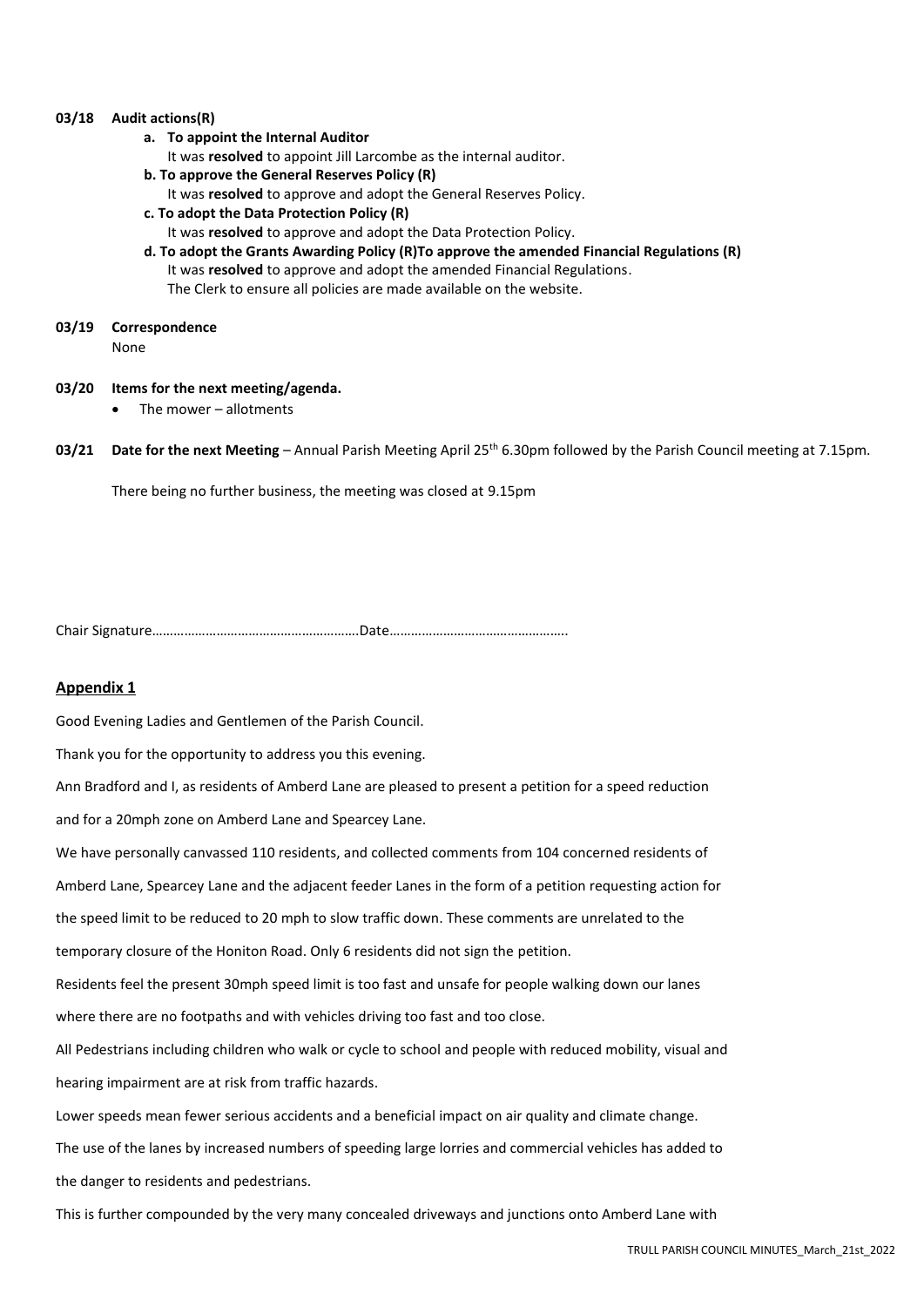**03/18 Audit actions(R)**

**a. To appoint the Internal Auditor**
It was **resolved** to appoint Jill Larcombe as the internal auditor.

**b. To approve the General Reserves Policy (R)**
It was **resolved** to approve and adopt the General Reserves Policy.

**c. To adopt the Data Protection Policy (R)**
It was **resolved** to approve and adopt the Data Protection Policy.

**d. To adopt the Grants Awarding Policy (R)To approve the amended Financial Regulations (R)**
It was **resolved** to approve and adopt the amended Financial Regulations.
The Clerk to ensure all policies are made available on the website.

**03/19 Correspondence**
None

**03/20 Items for the next meeting/agenda.**

- The mower – allotments

**03/21 Date for the next Meeting** – Annual Parish Meeting April 25th 6.30pm followed by the Parish Council meeting at 7.15pm.

There being no further business, the meeting was closed at 9.15pm

Chair Signature…………………………………………………Date………………………………………….

## Appendix 1

Good Evening Ladies and Gentlemen of the Parish Council.

Thank you for the opportunity to address you this evening.

Ann Bradford and I, as residents of Amberd Lane are pleased to present a petition for a speed reduction and for a 20mph zone on Amberd Lane and Spearcey Lane.

We have personally canvassed 110 residents, and collected comments from 104 concerned residents of Amberd Lane, Spearcey Lane and the adjacent feeder Lanes in the form of a petition requesting action for the speed limit to be reduced to 20 mph to slow traffic down. These comments are unrelated to the temporary closure of the Honiton Road. Only 6 residents did not sign the petition.

Residents feel the present 30mph speed limit is too fast and unsafe for people walking down our lanes where there are no footpaths and with vehicles driving too fast and too close.

All Pedestrians including children who walk or cycle to school and people with reduced mobility, visual and hearing impairment are at risk from traffic hazards.

Lower speeds mean fewer serious accidents and a beneficial impact on air quality and climate change.

The use of the lanes by increased numbers of speeding large lorries and commercial vehicles has added to the danger to residents and pedestrians.

This is further compounded by the very many concealed driveways and junctions onto Amberd Lane with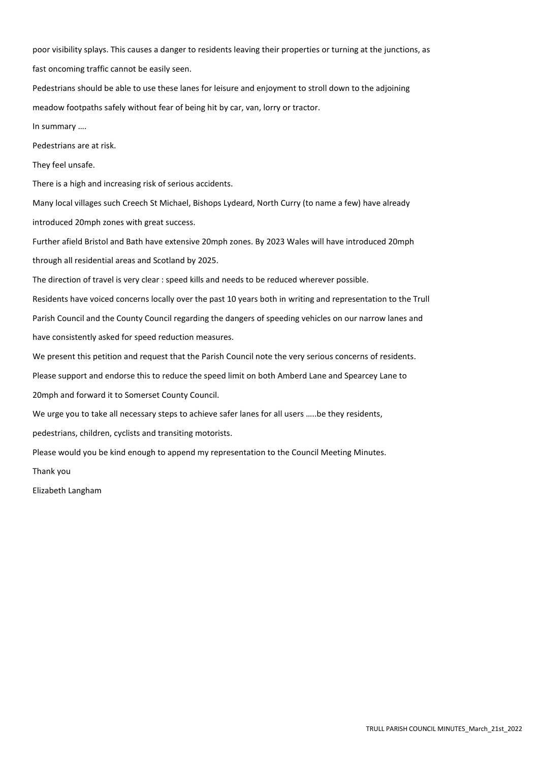poor visibility splays. This causes a danger to residents leaving their properties or turning at the junctions, as fast oncoming traffic cannot be easily seen.

Pedestrians should be able to use these lanes for leisure and enjoyment to stroll down to the adjoining meadow footpaths safely without fear of being hit by car, van, lorry or tractor.

In summary ….

Pedestrians are at risk.

They feel unsafe.

There is a high and increasing risk of serious accidents.

Many local villages such Creech St Michael, Bishops Lydeard, North Curry (to name a few) have already introduced 20mph zones with great success.

Further afield Bristol and Bath have extensive 20mph zones. By 2023 Wales will have introduced 20mph through all residential areas and Scotland by 2025.

The direction of travel is very clear : speed kills and needs to be reduced wherever possible.

Residents have voiced concerns locally over the past 10 years both in writing and representation to the Trull Parish Council and the County Council regarding the dangers of speeding vehicles on our narrow lanes and have consistently asked for speed reduction measures.

We present this petition and request that the Parish Council note the very serious concerns of residents.

Please support and endorse this to reduce the speed limit on both Amberd Lane and Spearcey Lane to 20mph and forward it to Somerset County Council.

We urge you to take all necessary steps to achieve safer lanes for all users …..be they residents, pedestrians, children, cyclists and transiting motorists.

Please would you be kind enough to append my representation to the Council Meeting Minutes.

Thank you

Elizabeth Langham